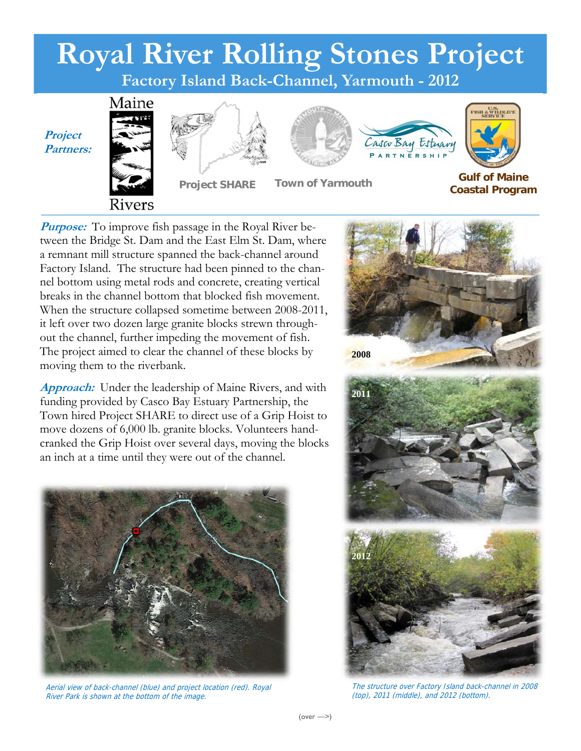# Royal River Rolling Stones Project

## Factory Island Back-Channel, Yarmouth - 2012

***Project Partners:*** Maine Rivers, Project SHARE, Town of Yarmouth, Casco Bay Estuary Partnership, Gulf of Maine Coastal Program

***Purpose:*** To improve fish passage in the Royal River between the Bridge St. Dam and the East Elm St. Dam, where a remnant mill structure spanned the back-channel around Factory Island. The structure had been pinned to the channel bottom using metal rods and concrete, creating vertical breaks in the channel bottom that blocked fish movement. When the structure collapsed sometime between 2008-2011, it left over two dozen large granite blocks strewn throughout the channel, further impeding the movement of fish. The project aimed to clear the channel of these blocks by moving them to the riverbank.

***Approach:*** Under the leadership of Maine Rivers, and with funding provided by Casco Bay Estuary Partnership, the Town hired Project SHARE to direct use of a Grip Hoist to move dozens of 6,000 lb. granite blocks. Volunteers hand-cranked the Grip Hoist over several days, moving the blocks an inch at a time until they were out of the channel.

*Aerial view of back-channel (blue) and project location (red). Royal River Park is shown at the bottom of the image.*

2008

2011

2012

*The structure over Factory Island back-channel in 2008 (top), 2011 (middle), and 2012 (bottom).*

(over —>)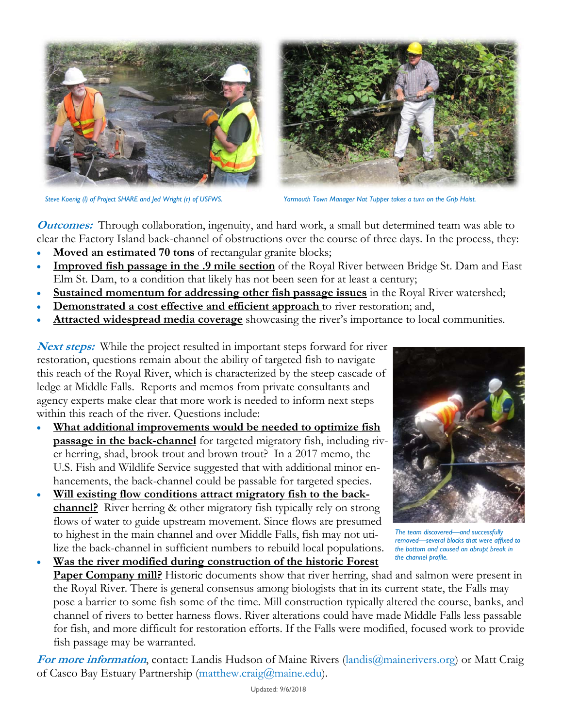Steve Koenig (l) of Project SHARE and Jed Wright (r) of USFWS.

Yarmouth Town Manager Nat Tupper takes a turn on the Grip Hoist.

***Outcomes:*** Through collaboration, ingenuity, and hard work, a small but determined team was able to clear the Factory Island back-channel of obstructions over the course of three days. In the process, they:

- **Moved an estimated 70 tons** of rectangular granite blocks;
- **Improved fish passage in the .9 mile section** of the Royal River between Bridge St. Dam and East Elm St. Dam, to a condition that likely has not been seen for at least a century;
- **Sustained momentum for addressing other fish passage issues** in the Royal River watershed;
- **Demonstrated a cost effective and efficient approach** to river restoration; and,
- **Attracted widespread media coverage** showcasing the river's importance to local communities.

***Next steps:*** While the project resulted in important steps forward for river restoration, questions remain about the ability of targeted fish to navigate this reach of the Royal River, which is characterized by the steep cascade of ledge at Middle Falls. Reports and memos from private consultants and agency experts make clear that more work is needed to inform next steps within this reach of the river. Questions include:

- **What additional improvements would be needed to optimize fish passage in the back-channel** for targeted migratory fish, including river herring, shad, brook trout and brown trout? In a 2017 memo, the U.S. Fish and Wildlife Service suggested that with additional minor enhancements, the back-channel could be passable for targeted species.
- **Will existing flow conditions attract migratory fish to the back-channel?** River herring & other migratory fish typically rely on strong flows of water to guide upstream movement. Since flows are presumed to highest in the main channel and over Middle Falls, fish may not utilize the back-channel in sufficient numbers to rebuild local populations.
- **Was the river modified during construction of the historic Forest Paper Company mill?** Historic documents show that river herring, shad and salmon were present in the Royal River. There is general consensus among biologists that in its current state, the Falls may pose a barrier to some fish some of the time. Mill construction typically altered the course, banks, and channel of rivers to better harness flows. River alterations could have made Middle Falls less passable for fish, and more difficult for restoration efforts. If the Falls were modified, focused work to provide fish passage may be warranted.

*The team discovered—and successfully removed—several blocks that were affixed to the bottom and caused an abrupt break in the channel profile.*

***For more information***, contact: Landis Hudson of Maine Rivers (landis@mainerivers.org) or Matt Craig of Casco Bay Estuary Partnership (matthew.craig@maine.edu).

Updated: 9/6/2018